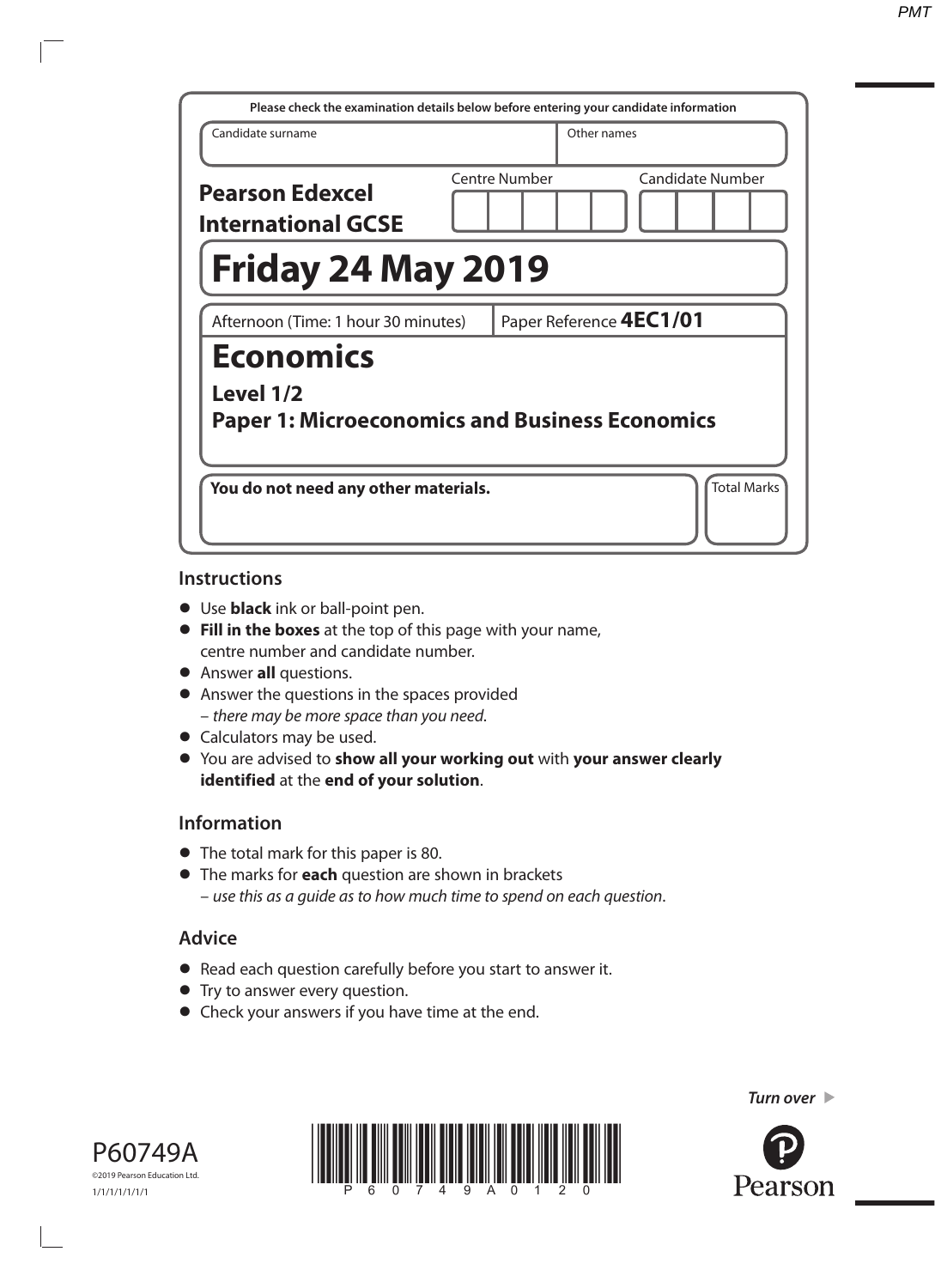Please check the examination details below before entering your candidate information

| Candidate surname | Other names |
|---|---|
| | |

**Pearson Edexcel International GCSE**

| Centre Number | Candidate Number |
|---|---|
| | |

# Friday 24 May 2019

Afternoon (Time: 1 hour 30 minutes) | Paper Reference **4EC1/01**

# Economics

**Level 1/2**

**Paper 1: Microeconomics and Business Economics**

**You do not need any other materials.**

Total Marks

## Instructions

- Use **black** ink or ball-point pen.
- **Fill in the boxes** at the top of this page with your name, centre number and candidate number.
- Answer **all** questions.
- Answer the questions in the spaces provided – *there may be more space than you need*.
- Calculators may be used.
- You are advised to **show all your working out** with **your answer clearly identified** at the **end of your solution**.

## Information

- The total mark for this paper is 80.
- The marks for **each** question are shown in brackets – *use this as a guide as to how much time to spend on each question*.

## Advice

- Read each question carefully before you start to answer it.
- Try to answer every question.
- Check your answers if you have time at the end.

*Turn over*

P60749A

©2019 Pearson Education Ltd.

1/1/1/1/1/1/1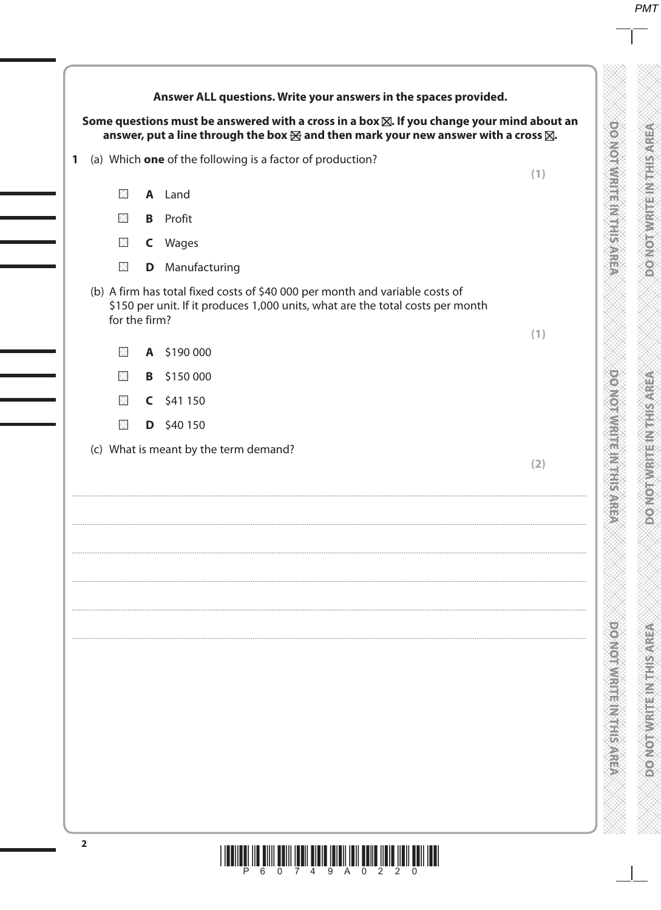**Answer ALL questions. Write your answers in the spaces provided.**

**Some questions must be answered with a cross in a box ☒. If you change your mind about an answer, put a line through the box ☒ and then mark your new answer with a cross ☒.**

**1** (a) Which **one** of the following is a factor of production?

**(1)**

☐ **A** Land

☐ **B** Profit

☐ **C** Wages

☐ **D** Manufacturing

(b) A firm has total fixed costs of $40 000 per month and variable costs of $150 per unit. If it produces 1,000 units, what are the total costs per month for the firm?

**(1)**

☐ **A** $190 000

☐ **B** $150 000

☐ **C** $41 150

☐ **D** $40 150

(c) What is meant by the term demand?

**(2)**

..................................................................................................................................................................................................................

..................................................................................................................................................................................................................

..................................................................................................................................................................................................................

..................................................................................................................................................................................................................

..................................................................................................................................................................................................................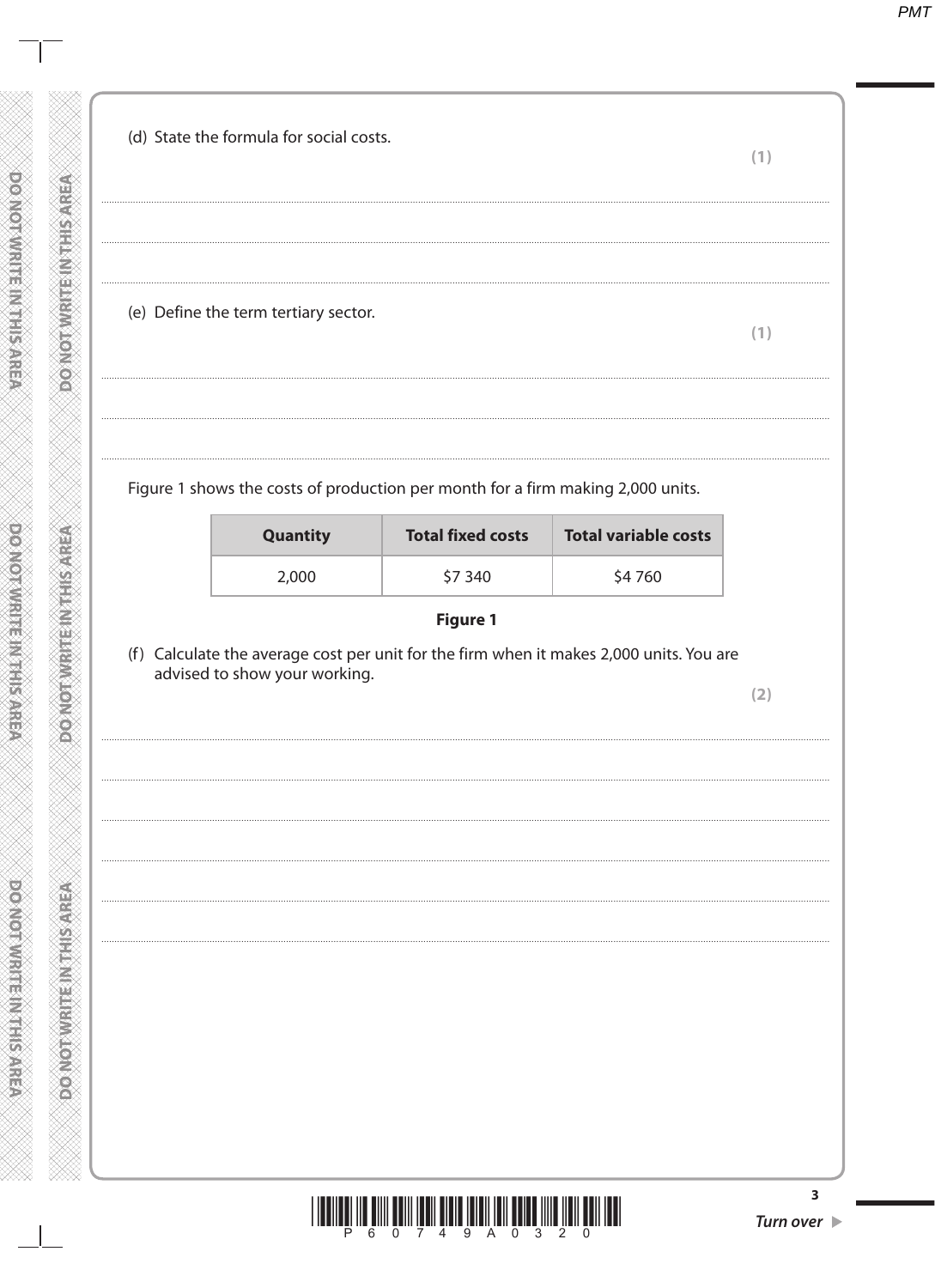(d) State the formula for social costs.

**(1)**

.......................................................................................................................................................................................................................................................................................

.......................................................................................................................................................................................................................................................................................

(e) Define the term tertiary sector.

**(1)**

.......................................................................................................................................................................................................................................................................................

.......................................................................................................................................................................................................................................................................................

Figure 1 shows the costs of production per month for a firm making 2,000 units.

| Quantity | Total fixed costs | Total variable costs |
|---|---|---|
| 2,000 | \$7 340 | \$4 760 |

**Figure 1**

(f) Calculate the average cost per unit for the firm when it makes 2,000 units. You are advised to show your working.

**(2)**

.......................................................................................................................................................................................................................................................................................

.......................................................................................................................................................................................................................................................................................

.......................................................................................................................................................................................................................................................................................

.......................................................................................................................................................................................................................................................................................

.......................................................................................................................................................................................................................................................................................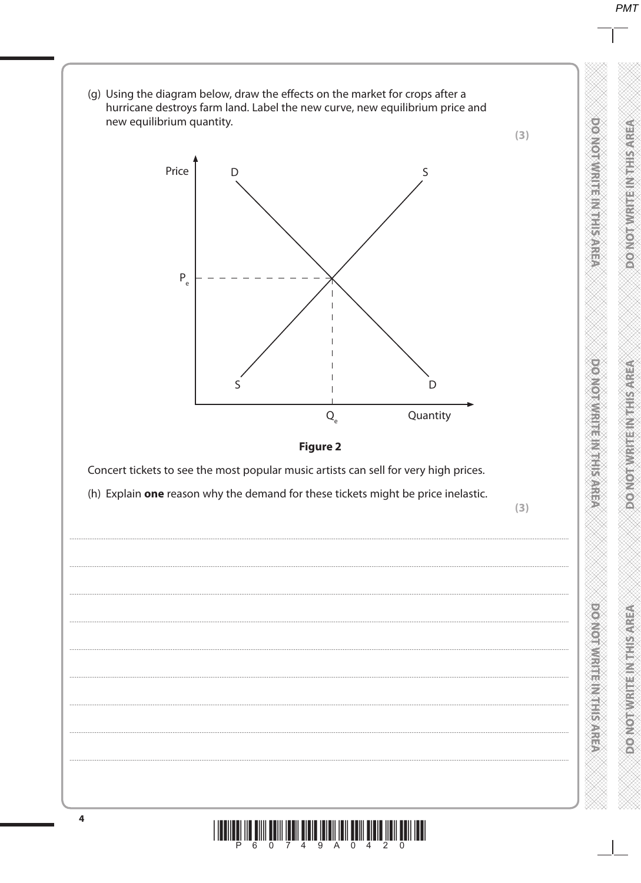(g) Using the diagram below, draw the effects on the market for crops after a hurricane destroys farm land. Label the new curve, new equilibrium price and new equilibrium quantity.

**(3)**

**Figure 2**

Concert tickets to see the most popular music artists can sell for very high prices.

(h) Explain **one** reason why the demand for these tickets might be price inelastic.

**(3)**

.......................................................................................................................................................................................................................

.......................................................................................................................................................................................................................

.......................................................................................................................................................................................................................

.......................................................................................................................................................................................................................

.......................................................................................................................................................................................................................

.......................................................................................................................................................................................................................

.......................................................................................................................................................................................................................

.......................................................................................................................................................................................................................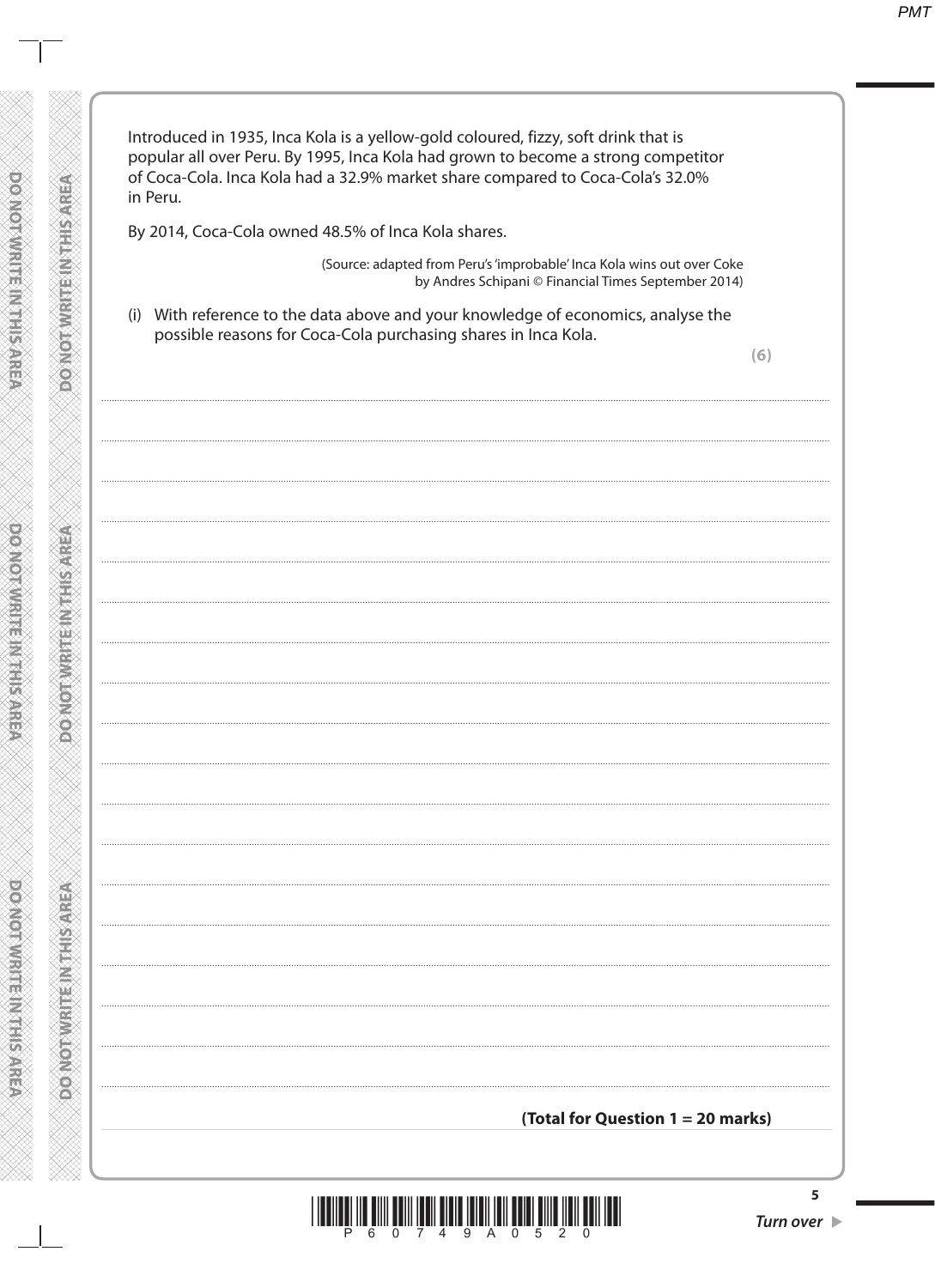Introduced in 1935, Inca Kola is a yellow-gold coloured, fizzy, soft drink that is popular all over Peru. By 1995, Inca Kola had grown to become a strong competitor of Coca-Cola. Inca Kola had a 32.9% market share compared to Coca-Cola's 32.0% in Peru.

By 2014, Coca-Cola owned 48.5% of Inca Kola shares.

(Source: adapted from Peru's 'improbable' Inca Kola wins out over Coke by Andres Schipani © Financial Times September 2014)

(i) With reference to the data above and your knowledge of economics, analyse the possible reasons for Coca-Cola purchasing shares in Inca Kola.

**(6)**

**(Total for Question 1 = 20 marks)**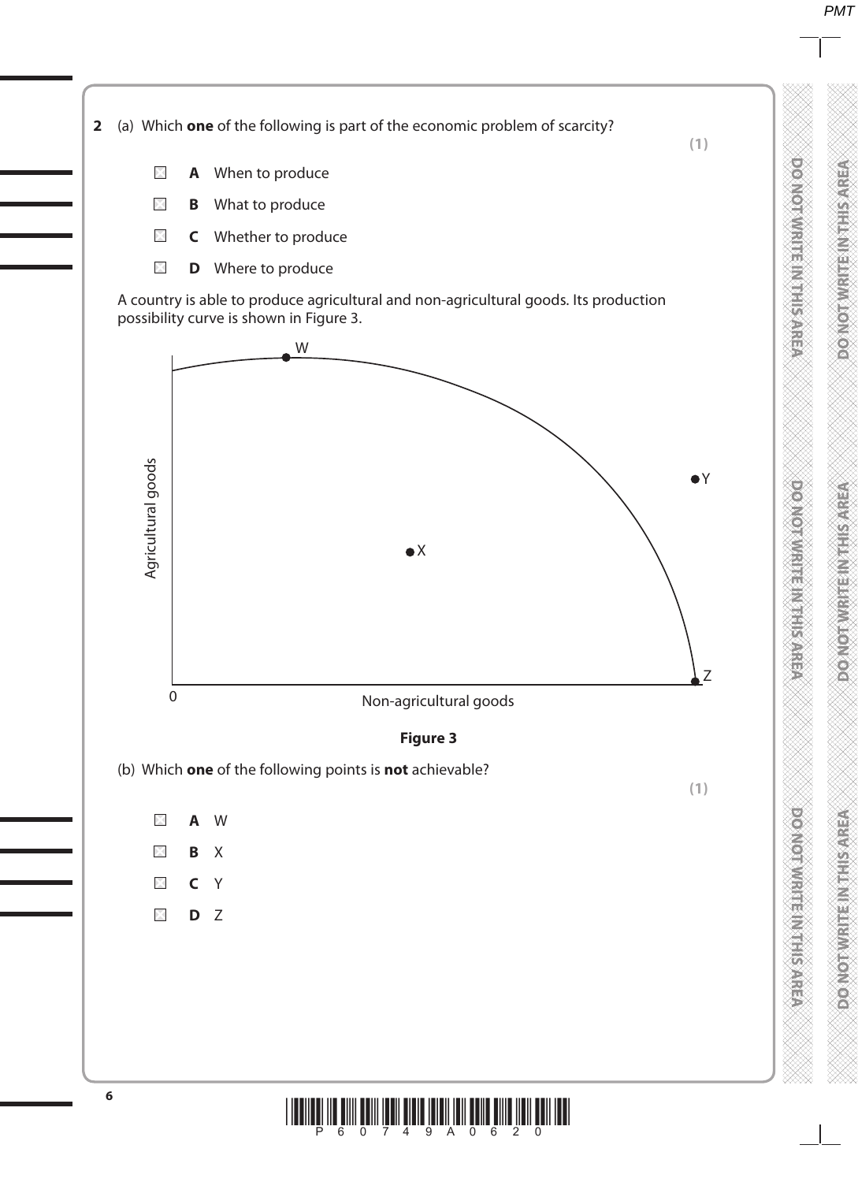**2** (a) Which **one** of the following is part of the economic problem of scarcity?

**(1)**

- ☒ **A** When to produce
- ☒ **B** What to produce
- ☒ **C** Whether to produce
- ☒ **D** Where to produce

A country is able to produce agricultural and non-agricultural goods. Its production possibility curve is shown in Figure 3.

**Figure 3**

(b) Which **one** of the following points is **not** achievable?

**(1)**

- ☒ **A** W
- ☒ **B** X
- ☒ **C** Y
- ☒ **D** Z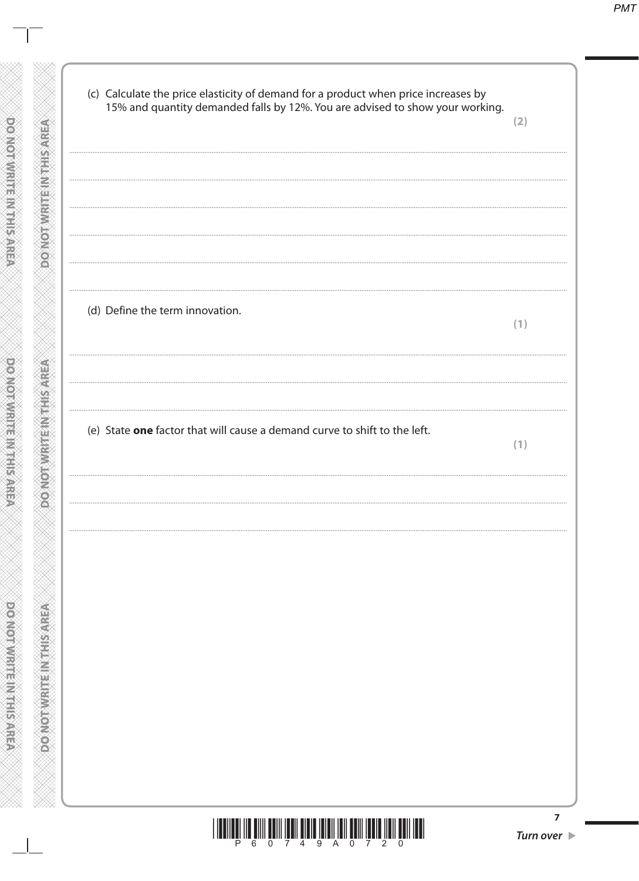(c) Calculate the price elasticity of demand for a product when price increases by 15% and quantity demanded falls by 12%. You are advised to show your working.

**(2)**

(d) Define the term innovation.

**(1)**

(e) State **one** factor that will cause a demand curve to shift to the left.

**(1)**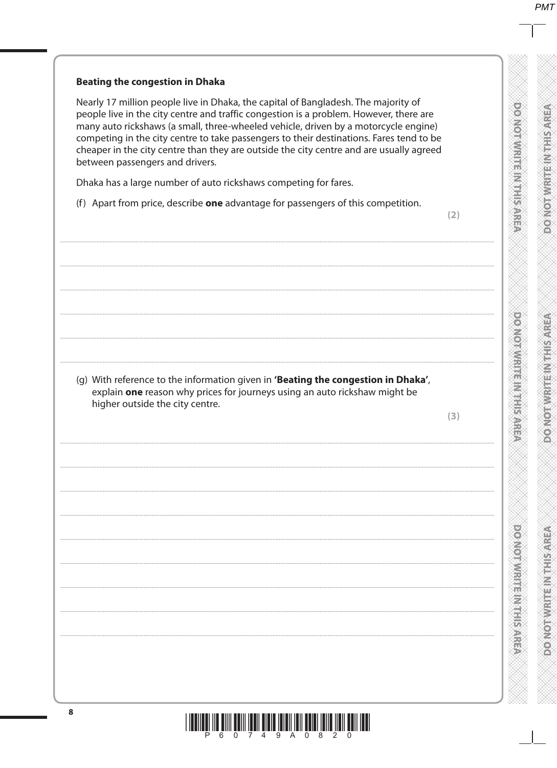**Beating the congestion in Dhaka**

Nearly 17 million people live in Dhaka, the capital of Bangladesh. The majority of people live in the city centre and traffic congestion is a problem. However, there are many auto rickshaws (a small, three-wheeled vehicle, driven by a motorcycle engine) competing in the city centre to take passengers to their destinations. Fares tend to be cheaper in the city centre than they are outside the city centre and are usually agreed between passengers and drivers.

Dhaka has a large number of auto rickshaws competing for fares.

(f) Apart from price, describe **one** advantage for passengers of this competition.

**(2)**

.......................................................................................................................................................................................

.......................................................................................................................................................................................

.......................................................................................................................................................................................

.......................................................................................................................................................................................

.......................................................................................................................................................................................

.......................................................................................................................................................................................

(g) With reference to the information given in **'Beating the congestion in Dhaka'**, explain **one** reason why prices for journeys using an auto rickshaw might be higher outside the city centre.

**(3)**

.......................................................................................................................................................................................

.......................................................................................................................................................................................

.......................................................................................................................................................................................

.......................................................................................................................................................................................

.......................................................................................................................................................................................

.......................................................................................................................................................................................

.......................................................................................................................................................................................

.......................................................................................................................................................................................

.......................................................................................................................................................................................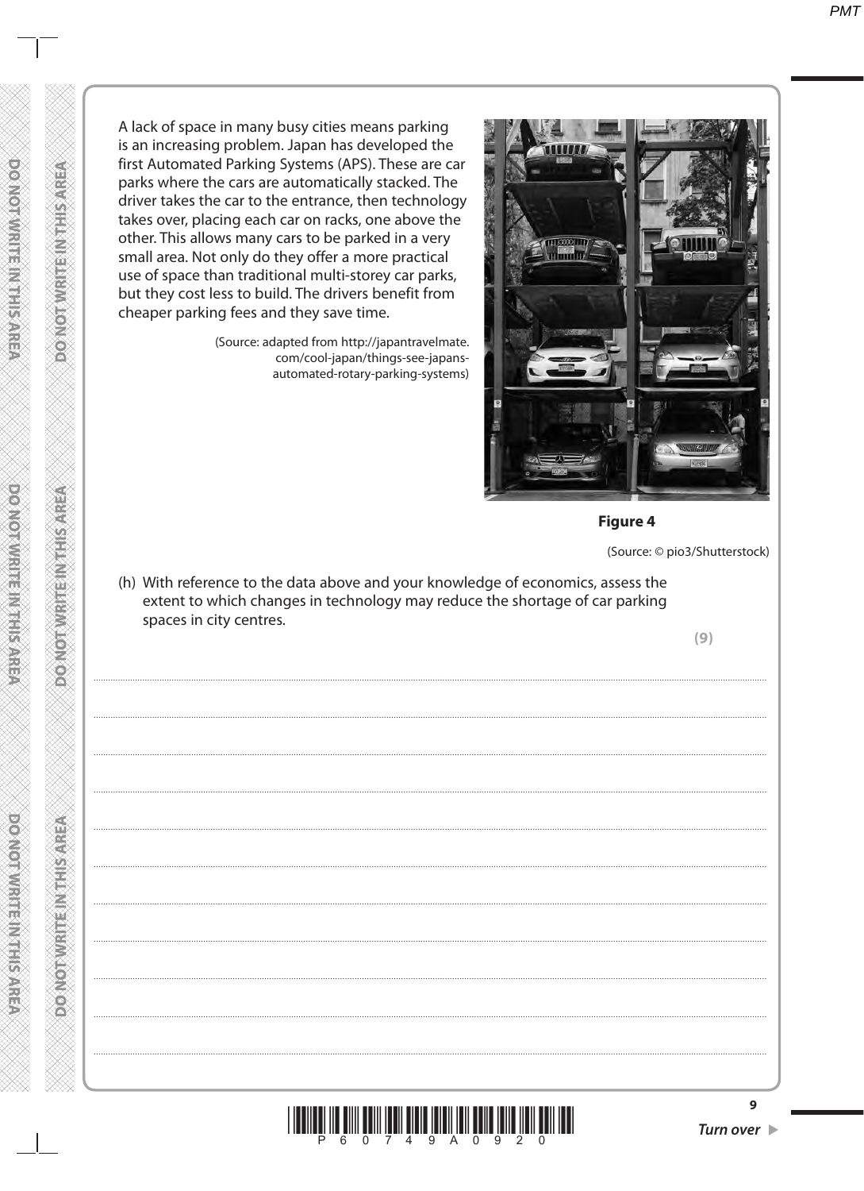A lack of space in many busy cities means parking is an increasing problem. Japan has developed the first Automated Parking Systems (APS). These are car parks where the cars are automatically stacked. The driver takes the car to the entrance, then technology takes over, placing each car on racks, one above the other. This allows many cars to be parked in a very small area. Not only do they offer a more practical use of space than traditional multi-storey car parks, but they cost less to build. The drivers benefit from cheaper parking fees and they save time.

(Source: adapted from http://japantravelmate.com/cool-japan/things-see-japans-automated-rotary-parking-systems)

**Figure 4**

(Source: © pio3/Shutterstock)

(h) With reference to the data above and your knowledge of economics, assess the extent to which changes in technology may reduce the shortage of car parking spaces in city centres.

**(9)**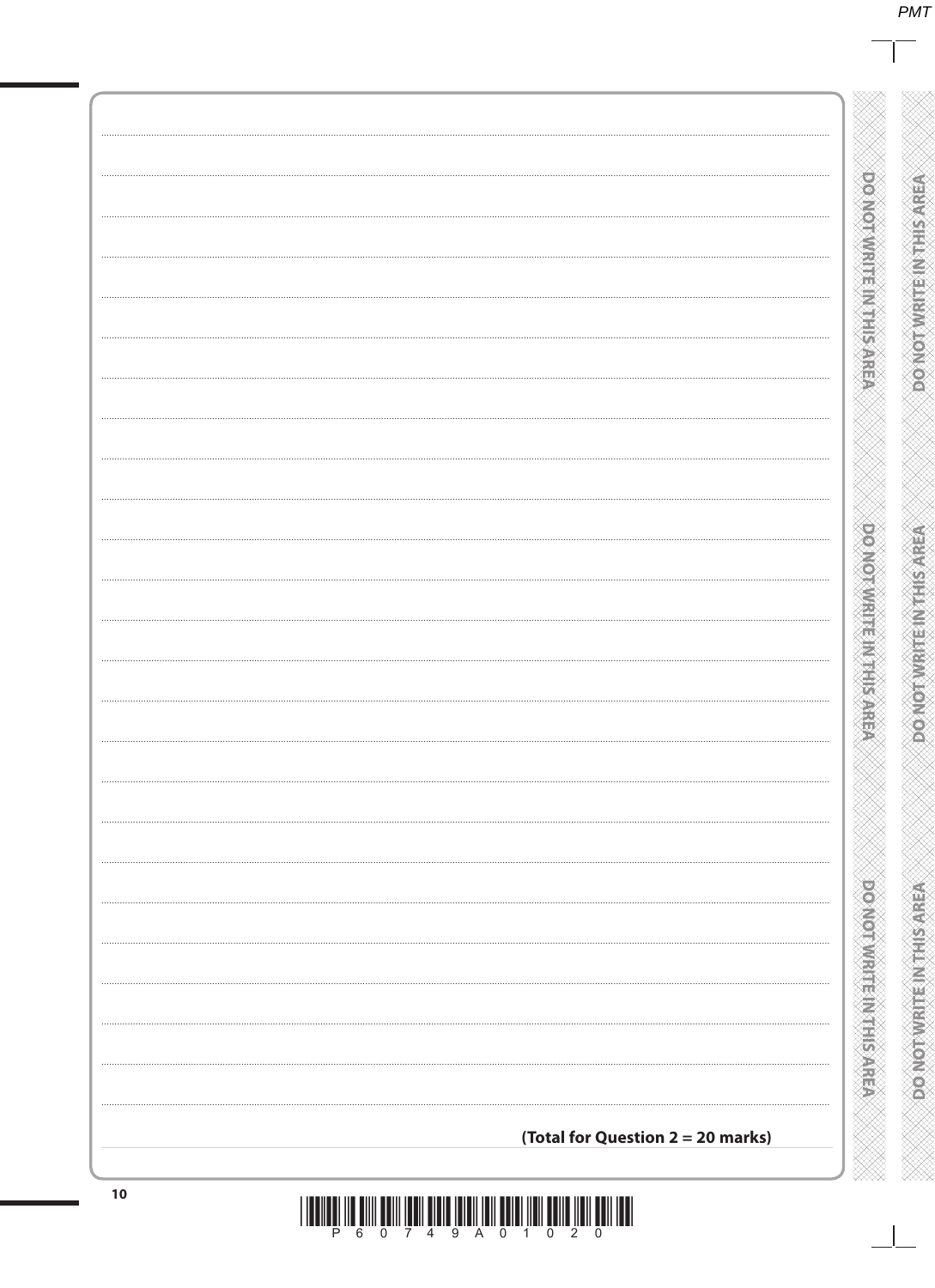**(Total for Question 2 = 20 marks)**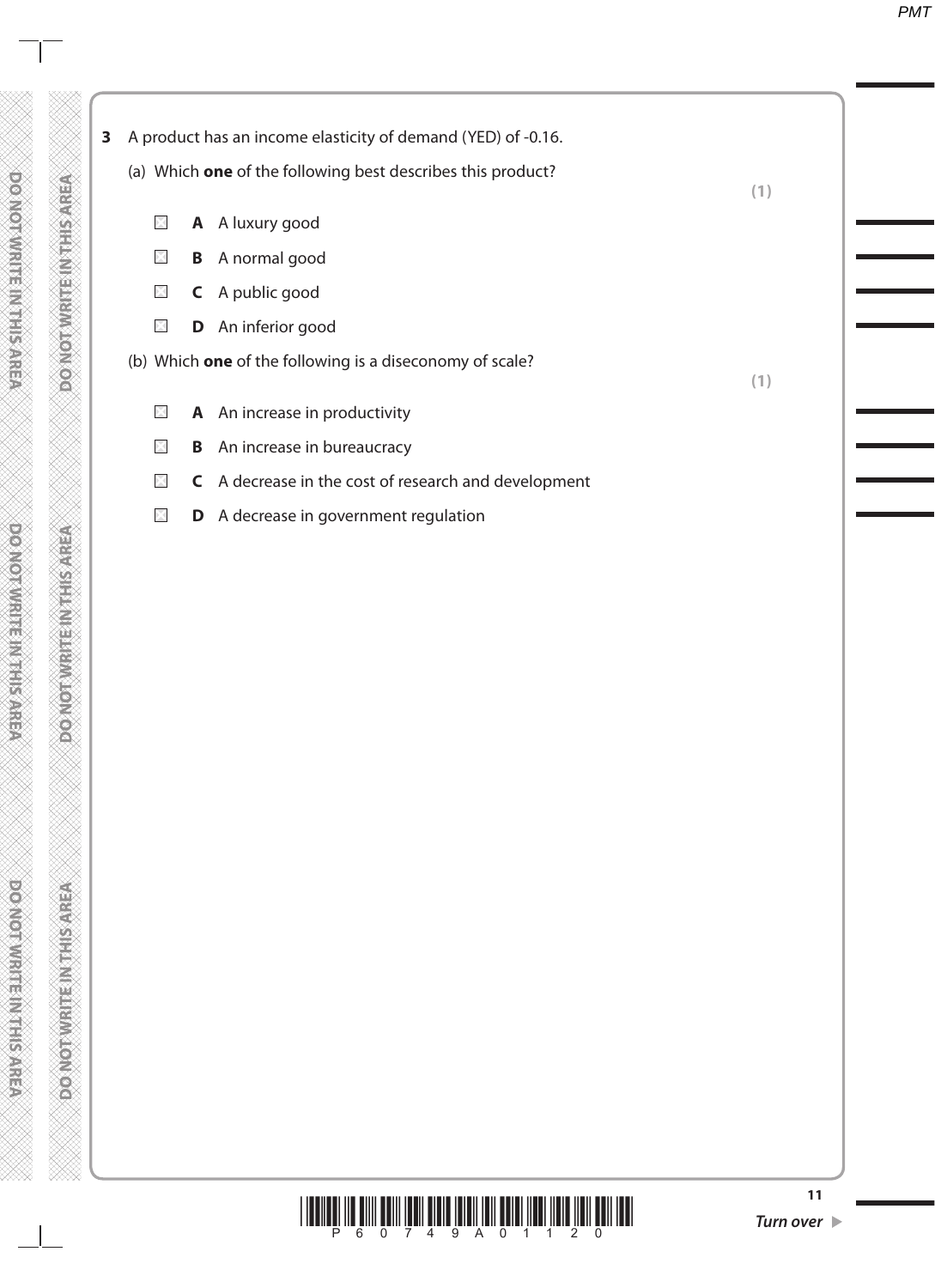**3** A product has an income elasticity of demand (YED) of -0.16.

(a) Which **one** of the following best describes this product?

**(1)**

- ☒ **A** A luxury good
- ☒ **B** A normal good
- ☒ **C** A public good
- ☒ **D** An inferior good

(b) Which **one** of the following is a diseconomy of scale?

**(1)**

- ☒ **A** An increase in productivity
- ☒ **B** An increase in bureaucracy
- ☒ **C** A decrease in the cost of research and development
- ☒ **D** A decrease in government regulation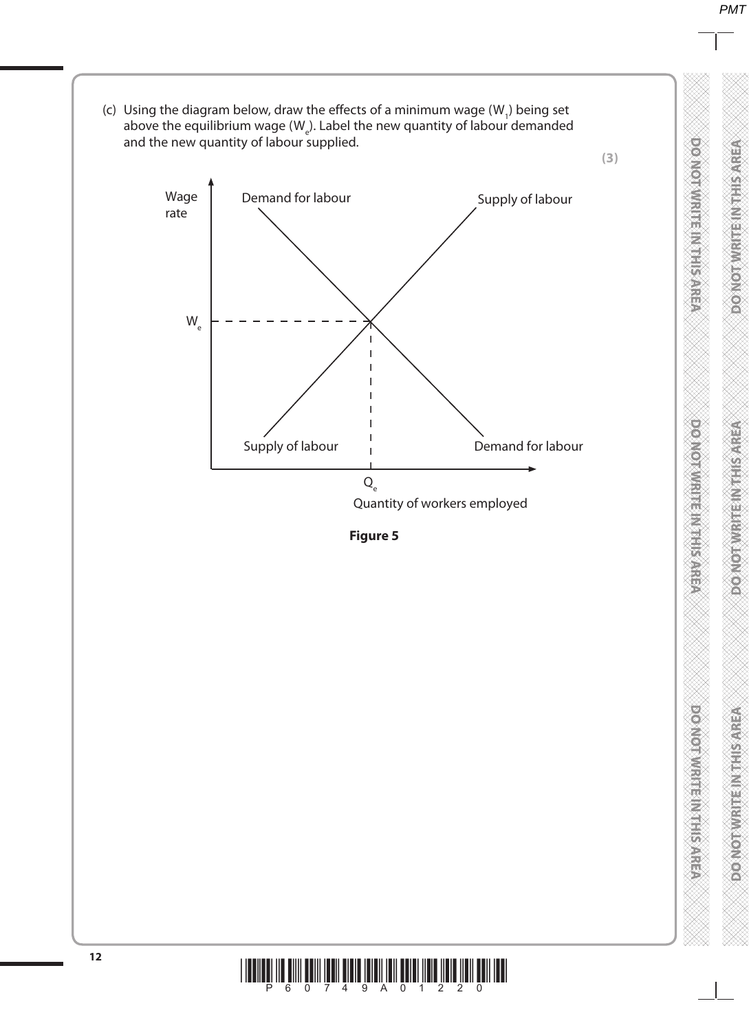(c) Using the diagram below, draw the effects of a minimum wage ($W_1$) being set above the equilibrium wage ($W_e$). Label the new quantity of labour demanded and the new quantity of labour supplied.

**(3)**

Wage rate

Demand for labour

Supply of labour

$W_e$

Supply of labour

Demand for labour

$Q_e$

Quantity of workers employed

**Figure 5**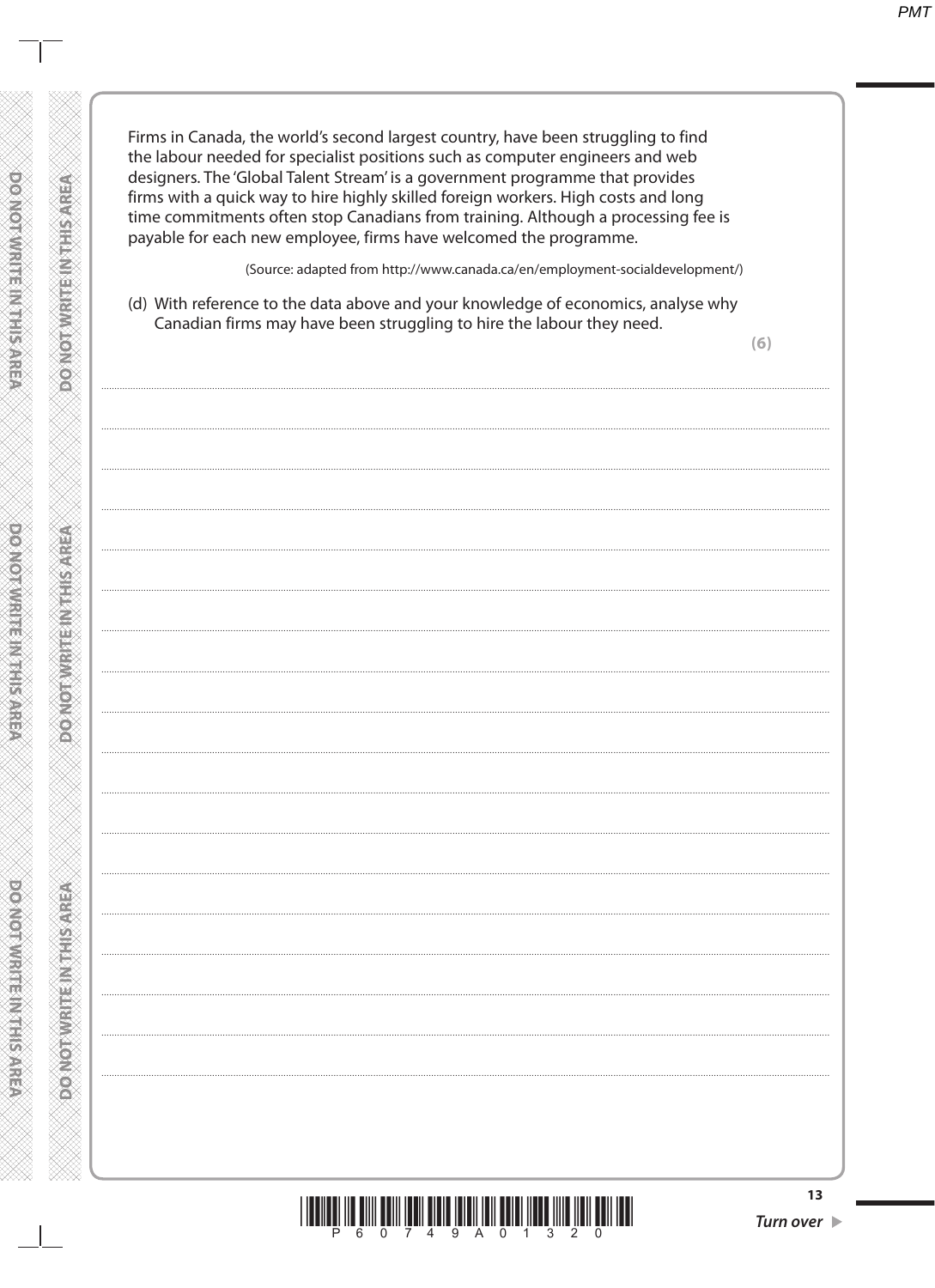Firms in Canada, the world's second largest country, have been struggling to find the labour needed for specialist positions such as computer engineers and web designers. The 'Global Talent Stream' is a government programme that provides firms with a quick way to hire highly skilled foreign workers. High costs and long time commitments often stop Canadians from training. Although a processing fee is payable for each new employee, firms have welcomed the programme.

(Source: adapted from http://www.canada.ca/en/employment-socialdevelopment/)

(d) With reference to the data above and your knowledge of economics, analyse why Canadian firms may have been struggling to hire the labour they need.

**(6)**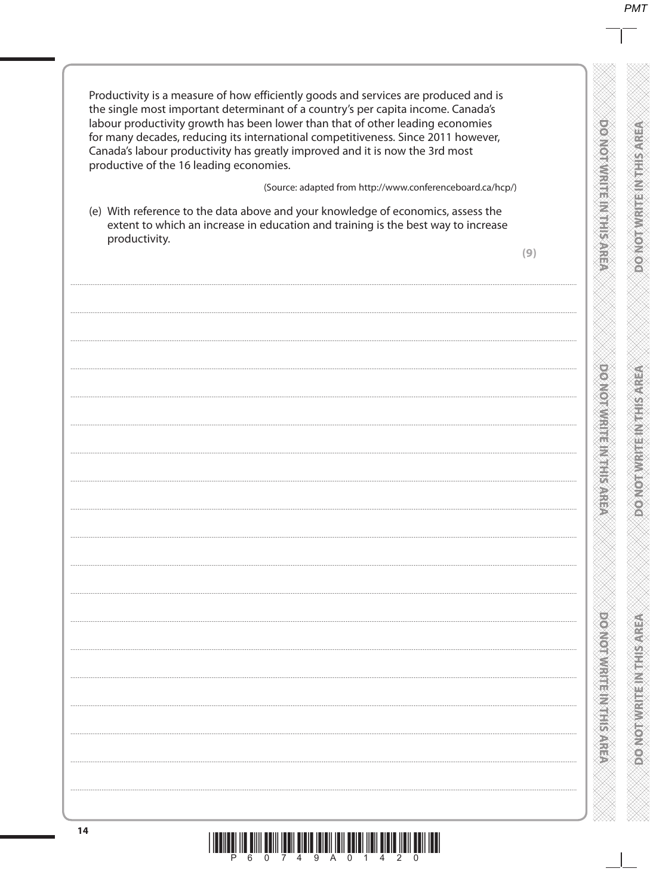Productivity is a measure of how efficiently goods and services are produced and is the single most important determinant of a country's per capita income. Canada's labour productivity growth has been lower than that of other leading economies for many decades, reducing its international competitiveness. Since 2011 however, Canada's labour productivity has greatly improved and it is now the 3rd most productive of the 16 leading economies.

(Source: adapted from http://www.conferenceboard.ca/hcp/)

(e) With reference to the data above and your knowledge of economics, assess the extent to which an increase in education and training is the best way to increase productivity.

**(9)**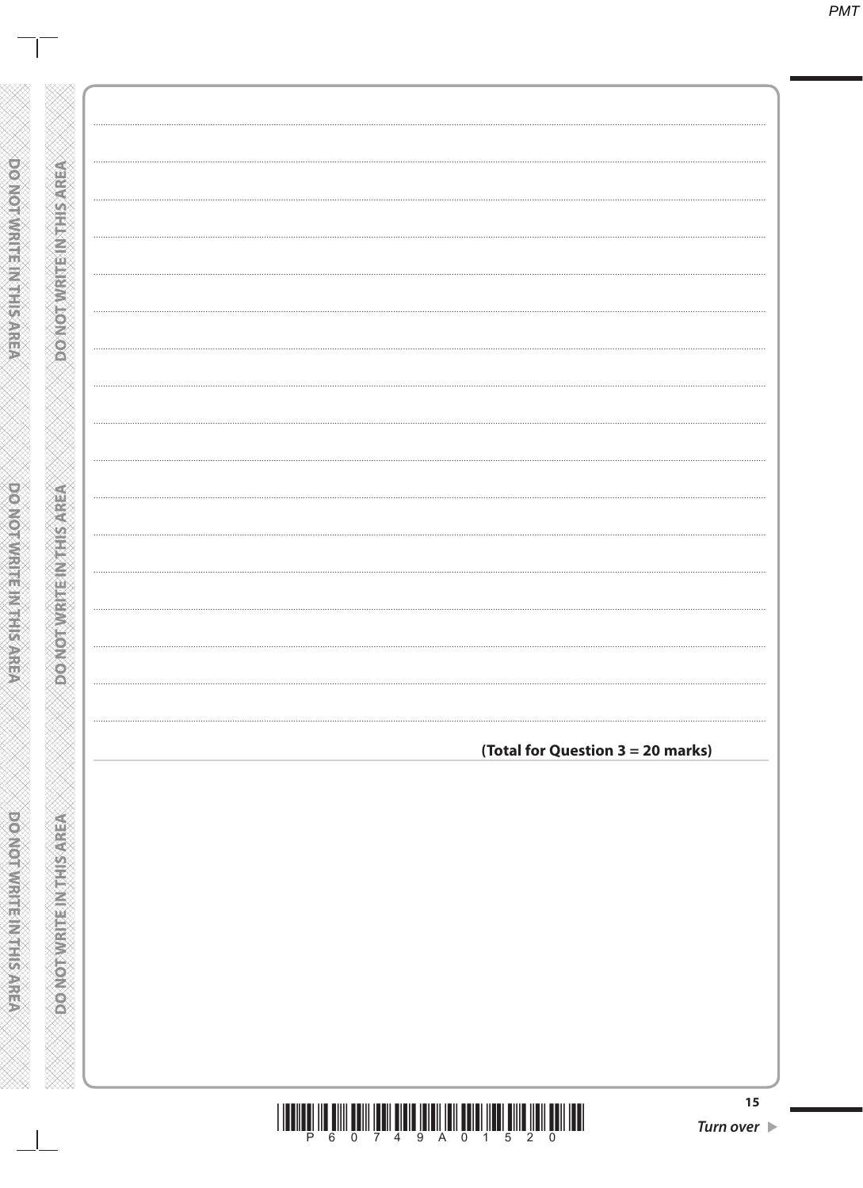**(Total for Question 3 = 20 marks)**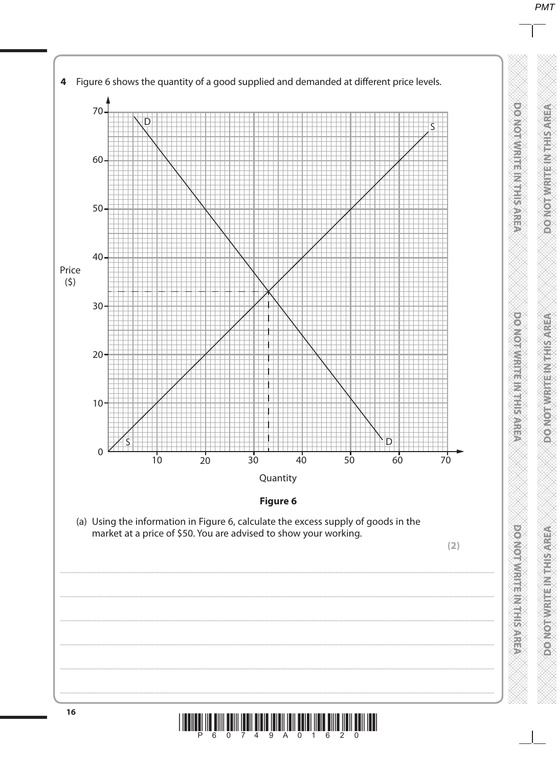**4** Figure 6 shows the quantity of a good supplied and demanded at different price levels.

**Figure 6**

(a) Using the information in Figure 6, calculate the excess supply of goods in the market at a price of $50. You are advised to show your working.

**(2)**

.......................................................................................................................................................................................................................................................

.......................................................................................................................................................................................................................................................

.......................................................................................................................................................................................................................................................

.......................................................................................................................................................................................................................................................

.......................................................................................................................................................................................................................................................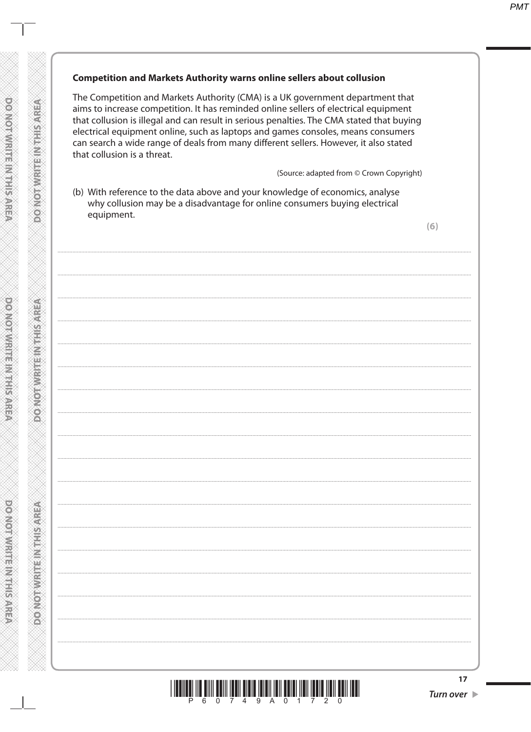**Competition and Markets Authority warns online sellers about collusion**

The Competition and Markets Authority (CMA) is a UK government department that aims to increase competition. It has reminded online sellers of electrical equipment that collusion is illegal and can result in serious penalties. The CMA stated that buying electrical equipment online, such as laptops and games consoles, means consumers can search a wide range of deals from many different sellers. However, it also stated that collusion is a threat.

(Source: adapted from © Crown Copyright)

(b) With reference to the data above and your knowledge of economics, analyse why collusion may be a disadvantage for online consumers buying electrical equipment.

**(6)**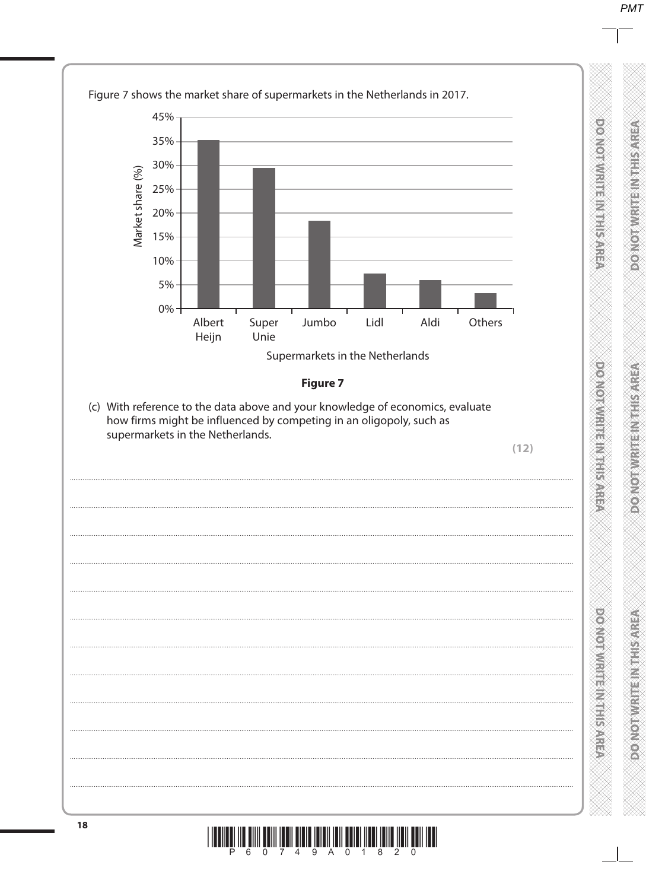Figure 7 shows the market share of supermarkets in the Netherlands in 2017.

| Supermarkets in the Netherlands | Market share (%) |
|---|---|
| Albert Heijn | 35% |
| Super Unie | 29.5% |
| Jumbo | 18.5% |
| Lidl | 7.5% |
| Aldi | 6% |
| Others | 3% |

**Figure 7**

(c) With reference to the data above and your knowledge of economics, evaluate how firms might be influenced by competing in an oligopoly, such as supermarkets in the Netherlands.

**(12)**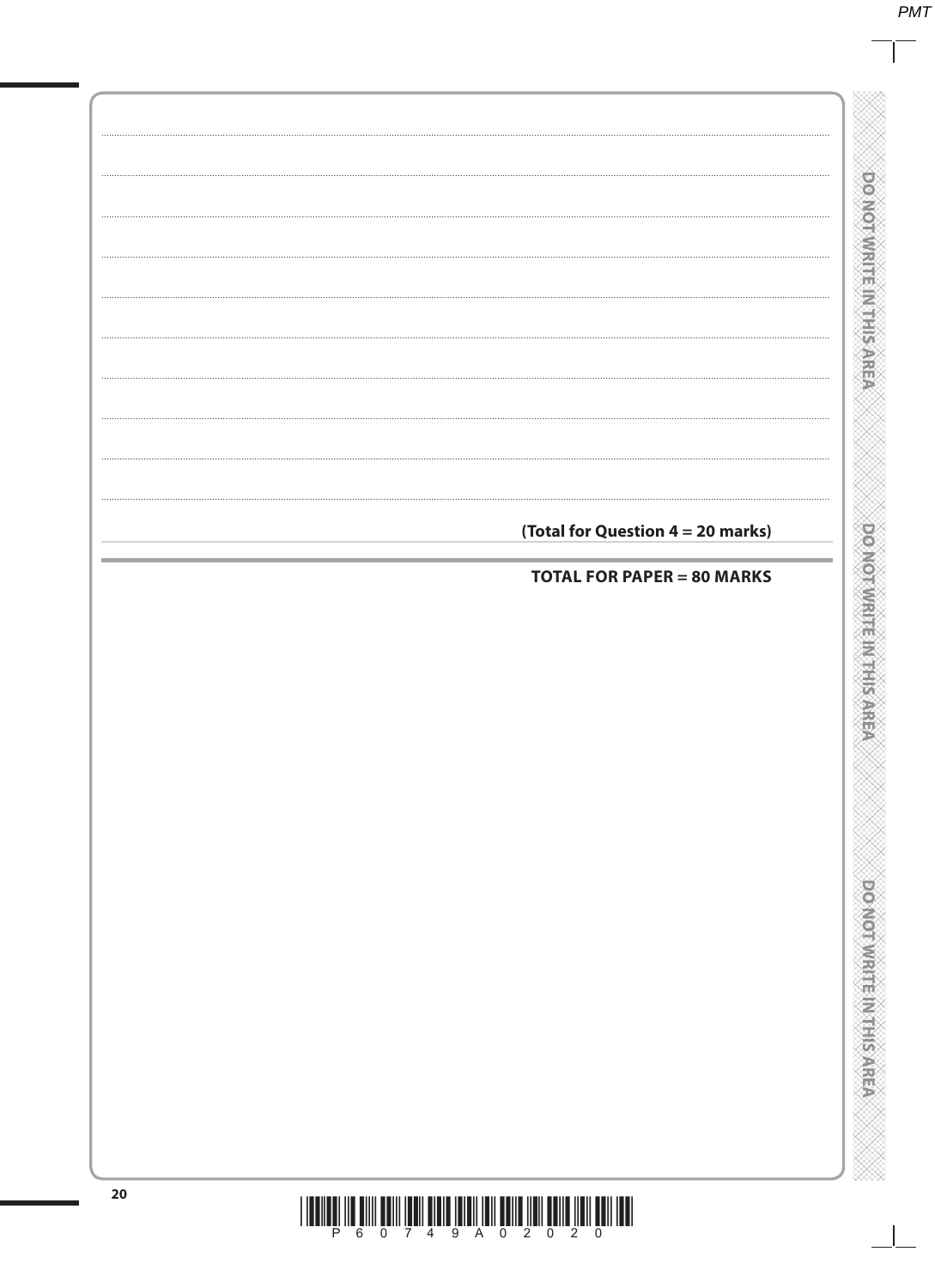**(Total for Question 4 = 20 marks)**

**TOTAL FOR PAPER = 80 MARKS**